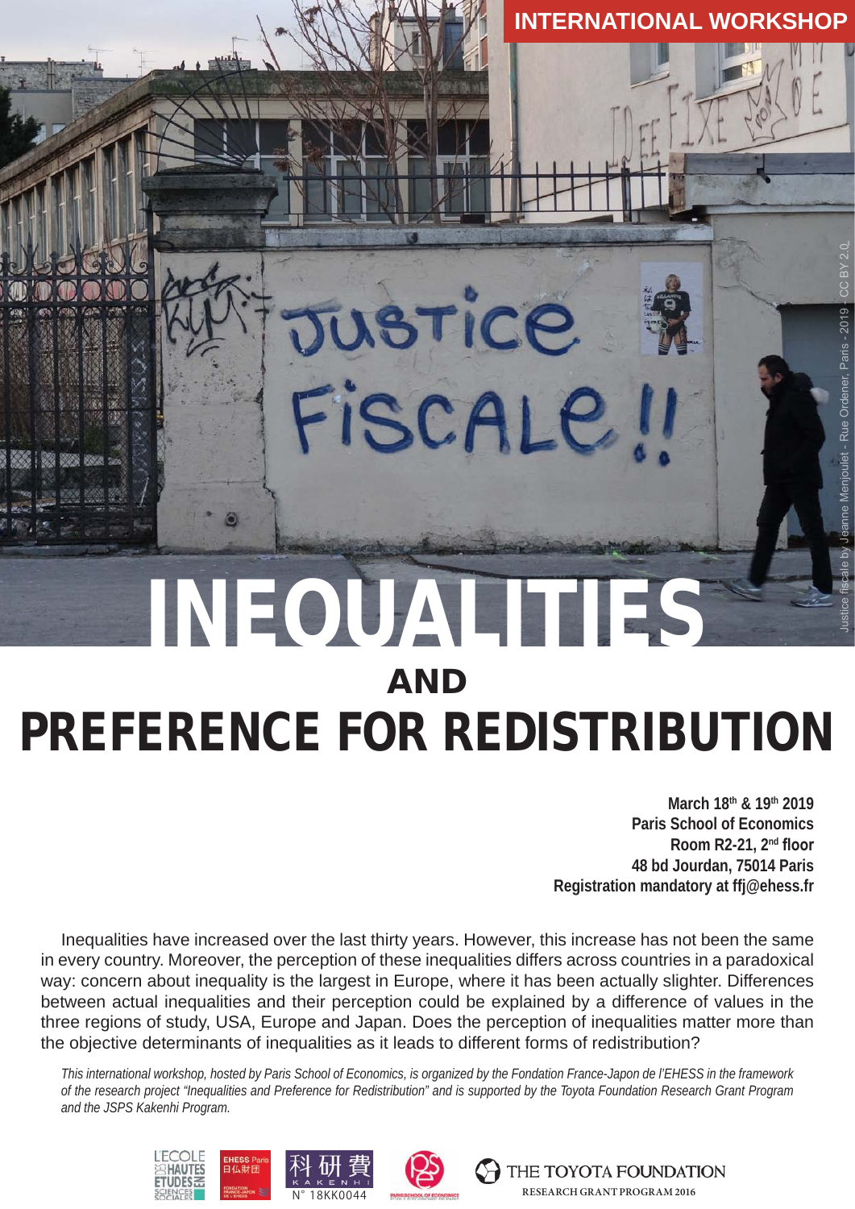INTERNATIONAL WORKSHOP

# INEQUALITIES
## AND
# PREFERENCE FOR REDISTRIBUTION

Justice fiscale by Jeanne Menjoulet - Rue Ordener, Paris - 2019 - CC BY 2.0

**March 18th & 19th 2019**
**Paris School of Economics**
**Room R2-21, 2nd floor**
**48 bd Jourdan, 75014 Paris**
**Registration mandatory at ffj@ehess.fr**

Inequalities have increased over the last thirty years. However, this increase has not been the same in every country. Moreover, the perception of these inequalities differs across countries in a paradoxical way: concern about inequality is the largest in Europe, where it has been actually slighter. Differences between actual inequalities and their perception could be explained by a difference of values in the three regions of study, USA, Europe and Japan. Does the perception of inequalities matter more than the objective determinants of inequalities as it leads to different forms of redistribution?

*This international workshop, hosted by Paris School of Economics, is organized by the Fondation France-Japon de l'EHESS in the framework of the research project "Inequalities and Preference for Redistribution" and is supported by the Toyota Foundation Research Grant Program and the JSPS Kakenhi Program.*

L'ÉCOLE DES HAUTES ÉTUDES EN SCIENCES SOCIALES · EHESS Paris 日仏財団 FONDATION FRANCE-JAPON DE L'EHESS · 科研費 KAKENHI N° 18KK0044 · PARIS SCHOOL OF ECONOMICS · THE TOYOTA FOUNDATION RESEARCH GRANT PROGRAM 2016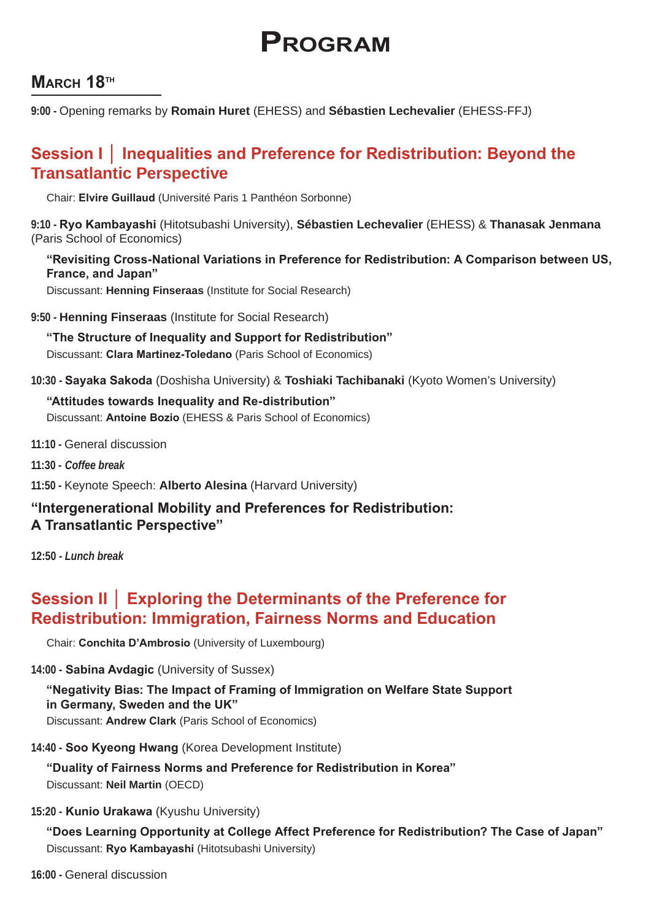# Program

## March 18th

**9:00 -** Opening remarks by **Romain Huret** (EHESS) and **Sébastien Lechevalier** (EHESS-FFJ)

## Session I │ Inequalities and Preference for Redistribution: Beyond the Transatlantic Perspective

Chair: **Elvire Guillaud** (Université Paris 1 Panthéon Sorbonne)

**9:10 - Ryo Kambayashi** (Hitotsubashi University), **Sébastien Lechevalier** (EHESS) & **Thanasak Jenmana** (Paris School of Economics)

**"Revisiting Cross-National Variations in Preference for Redistribution: A Comparison between US, France, and Japan"**
Discussant: **Henning Finseraas** (Institute for Social Research)

**9:50 - Henning Finseraas** (Institute for Social Research)

**"The Structure of Inequality and Support for Redistribution"**
Discussant: **Clara Martinez-Toledano** (Paris School of Economics)

**10:30 - Sayaka Sakoda** (Doshisha University) & **Toshiaki Tachibanaki** (Kyoto Women's University)

**"Attitudes towards Inequality and Re-distribution"**
Discussant: **Antoine Bozio** (EHESS & Paris School of Economics)

**11:10 -** General discussion

**11:30 -** ***Coffee break***

**11:50 -** Keynote Speech: **Alberto Alesina** (Harvard University)

**"Intergenerational Mobility and Preferences for Redistribution: A Transatlantic Perspective"**

**12:50 -** ***Lunch break***

## Session II │ Exploring the Determinants of the Preference for Redistribution: Immigration, Fairness Norms and Education

Chair: **Conchita D'Ambrosio** (University of Luxembourg)

**14:00 - Sabina Avdagic** (University of Sussex)

**"Negativity Bias: The Impact of Framing of Immigration on Welfare State Support in Germany, Sweden and the UK"**
Discussant: **Andrew Clark** (Paris School of Economics)

**14:40 - Soo Kyeong Hwang** (Korea Development Institute)

**"Duality of Fairness Norms and Preference for Redistribution in Korea"**
Discussant: **Neil Martin** (OECD)

**15:20 - Kunio Urakawa** (Kyushu University)

**"Does Learning Opportunity at College Affect Preference for Redistribution? The Case of Japan"**
Discussant: **Ryo Kambayashi** (Hitotsubashi University)

**16:00 -** General discussion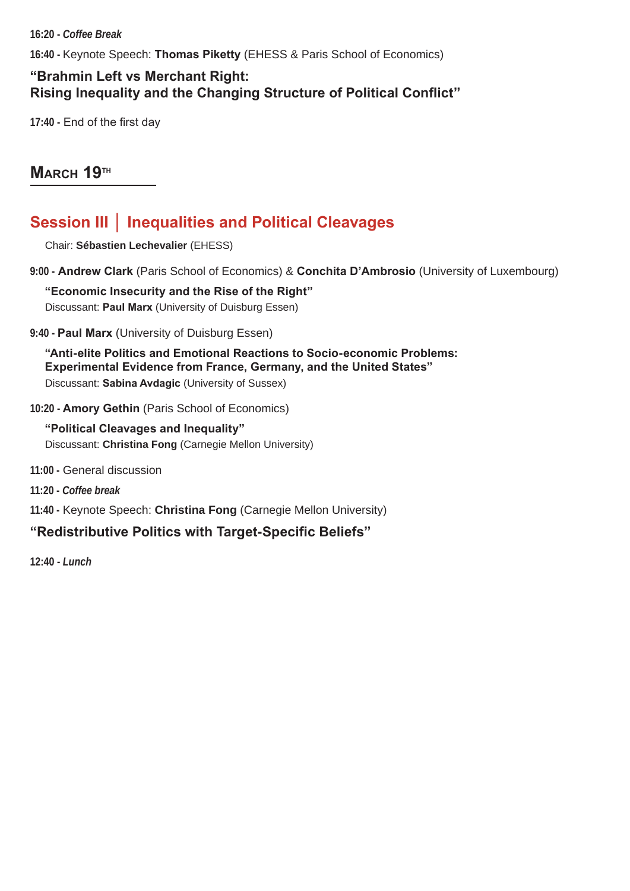**16:20 -** ***Coffee Break***

**16:40 -** Keynote Speech: **Thomas Piketty** (EHESS & Paris School of Economics)

**"Brahmin Left vs Merchant Right:
Rising Inequality and the Changing Structure of Political Conflict"**

**17:40 -** End of the first day

## March 19th

## Session III | Inequalities and Political Cleavages

Chair: **Sébastien Lechevalier** (EHESS)

**9:00 - Andrew Clark** (Paris School of Economics) & **Conchita D'Ambrosio** (University of Luxembourg)

**"Economic Insecurity and the Rise of the Right"**
Discussant: **Paul Marx** (University of Duisburg Essen)

**9:40 - Paul Marx** (University of Duisburg Essen)

**"Anti-elite Politics and Emotional Reactions to Socio-economic Problems:
Experimental Evidence from France, Germany, and the United States"**
Discussant: **Sabina Avdagic** (University of Sussex)

**10:20 - Amory Gethin** (Paris School of Economics)

**"Political Cleavages and Inequality"**
Discussant: **Christina Fong** (Carnegie Mellon University)

**11:00 -** General discussion

**11:20 -** ***Coffee break***

**11:40 -** Keynote Speech: **Christina Fong** (Carnegie Mellon University)

**"Redistributive Politics with Target-Specific Beliefs"**

**12:40 -** ***Lunch***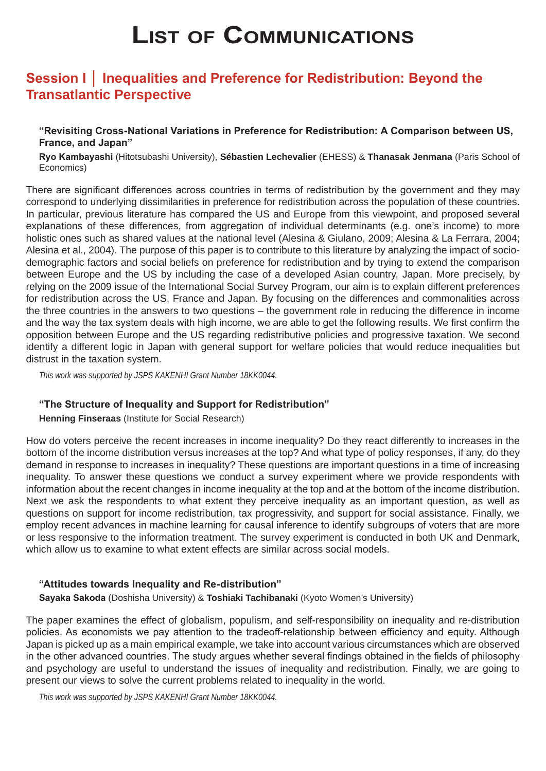# List of Communications

## Session I │ Inequalities and Preference for Redistribution: Beyond the Transatlantic Perspective

### "Revisiting Cross-National Variations in Preference for Redistribution: A Comparison between US, France, and Japan"

**Ryo Kambayashi** (Hitotsubashi University), **Sébastien Lechevalier** (EHESS) & **Thanasak Jenmana** (Paris School of Economics)

There are significant differences across countries in terms of redistribution by the government and they may correspond to underlying dissimilarities in preference for redistribution across the population of these countries. In particular, previous literature has compared the US and Europe from this viewpoint, and proposed several explanations of these differences, from aggregation of individual determinants (e.g. one's income) to more holistic ones such as shared values at the national level (Alesina & Giulano, 2009; Alesina & La Ferrara, 2004; Alesina et al., 2004). The purpose of this paper is to contribute to this literature by analyzing the impact of socio-demographic factors and social beliefs on preference for redistribution and by trying to extend the comparison between Europe and the US by including the case of a developed Asian country, Japan. More precisely, by relying on the 2009 issue of the International Social Survey Program, our aim is to explain different preferences for redistribution across the US, France and Japan. By focusing on the differences and commonalities across the three countries in the answers to two questions – the government role in reducing the difference in income and the way the tax system deals with high income, we are able to get the following results. We first confirm the opposition between Europe and the US regarding redistributive policies and progressive taxation. We second identify a different logic in Japan with general support for welfare policies that would reduce inequalities but distrust in the taxation system.

*This work was supported by JSPS KAKENHI Grant Number 18KK0044.*

### "The Structure of Inequality and Support for Redistribution"

**Henning Finseraas** (Institute for Social Research)

How do voters perceive the recent increases in income inequality? Do they react differently to increases in the bottom of the income distribution versus increases at the top? And what type of policy responses, if any, do they demand in response to increases in inequality? These questions are important questions in a time of increasing inequality. To answer these questions we conduct a survey experiment where we provide respondents with information about the recent changes in income inequality at the top and at the bottom of the income distribution. Next we ask the respondents to what extent they perceive inequality as an important question, as well as questions on support for income redistribution, tax progressivity, and support for social assistance. Finally, we employ recent advances in machine learning for causal inference to identify subgroups of voters that are more or less responsive to the information treatment. The survey experiment is conducted in both UK and Denmark, which allow us to examine to what extent effects are similar across social models.

### "Attitudes towards Inequality and Re-distribution"

**Sayaka Sakoda** (Doshisha University) & **Toshiaki Tachibanaki** (Kyoto Women's University)

The paper examines the effect of globalism, populism, and self-responsibility on inequality and re-distribution policies. As economists we pay attention to the tradeoff-relationship between efficiency and equity. Although Japan is picked up as a main empirical example, we take into account various circumstances which are observed in the other advanced countries. The study argues whether several findings obtained in the fields of philosophy and psychology are useful to understand the issues of inequality and redistribution. Finally, we are going to present our views to solve the current problems related to inequality in the world.

*This work was supported by JSPS KAKENHI Grant Number 18KK0044.*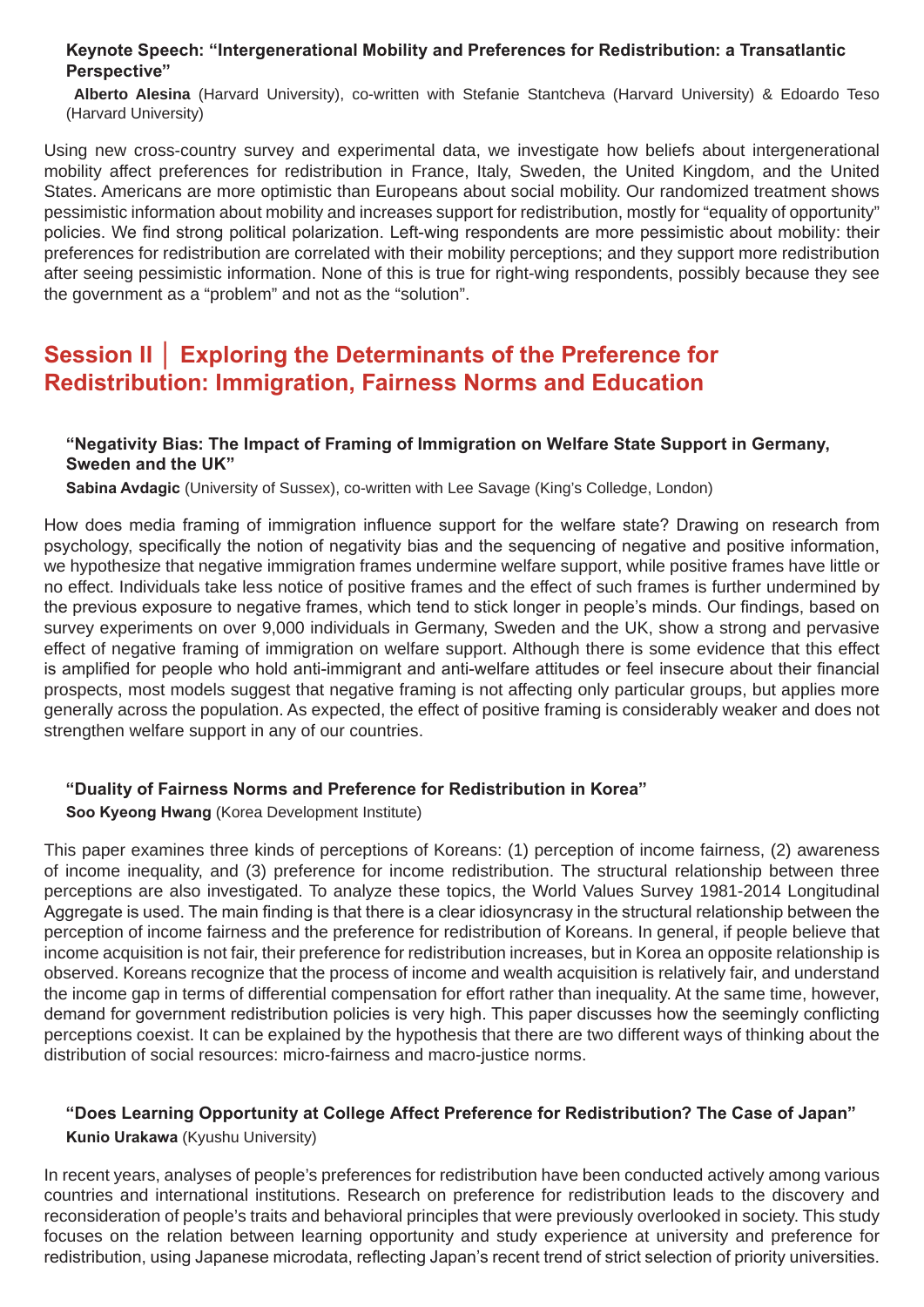### Keynote Speech: "Intergenerational Mobility and Preferences for Redistribution: a Transatlantic Perspective"

**Alberto Alesina** (Harvard University), co-written with Stefanie Stantcheva (Harvard University) & Edoardo Teso (Harvard University)

Using new cross-country survey and experimental data, we investigate how beliefs about intergenerational mobility affect preferences for redistribution in France, Italy, Sweden, the United Kingdom, and the United States. Americans are more optimistic than Europeans about social mobility. Our randomized treatment shows pessimistic information about mobility and increases support for redistribution, mostly for "equality of opportunity" policies. We find strong political polarization. Left-wing respondents are more pessimistic about mobility: their preferences for redistribution are correlated with their mobility perceptions; and they support more redistribution after seeing pessimistic information. None of this is true for right-wing respondents, possibly because they see the government as a "problem" and not as the "solution".

## Session II │ Exploring the Determinants of the Preference for Redistribution: Immigration, Fairness Norms and Education

### "Negativity Bias: The Impact of Framing of Immigration on Welfare State Support in Germany, Sweden and the UK"

**Sabina Avdagic** (University of Sussex), co-written with Lee Savage (King's Colledge, London)

How does media framing of immigration influence support for the welfare state? Drawing on research from psychology, specifically the notion of negativity bias and the sequencing of negative and positive information, we hypothesize that negative immigration frames undermine welfare support, while positive frames have little or no effect. Individuals take less notice of positive frames and the effect of such frames is further undermined by the previous exposure to negative frames, which tend to stick longer in people's minds. Our findings, based on survey experiments on over 9,000 individuals in Germany, Sweden and the UK, show a strong and pervasive effect of negative framing of immigration on welfare support. Although there is some evidence that this effect is amplified for people who hold anti-immigrant and anti-welfare attitudes or feel insecure about their financial prospects, most models suggest that negative framing is not affecting only particular groups, but applies more generally across the population. As expected, the effect of positive framing is considerably weaker and does not strengthen welfare support in any of our countries.

### "Duality of Fairness Norms and Preference for Redistribution in Korea"

**Soo Kyeong Hwang** (Korea Development Institute)

This paper examines three kinds of perceptions of Koreans: (1) perception of income fairness, (2) awareness of income inequality, and (3) preference for income redistribution. The structural relationship between three perceptions are also investigated. To analyze these topics, the World Values Survey 1981-2014 Longitudinal Aggregate is used. The main finding is that there is a clear idiosyncrasy in the structural relationship between the perception of income fairness and the preference for redistribution of Koreans. In general, if people believe that income acquisition is not fair, their preference for redistribution increases, but in Korea an opposite relationship is observed. Koreans recognize that the process of income and wealth acquisition is relatively fair, and understand the income gap in terms of differential compensation for effort rather than inequality. At the same time, however, demand for government redistribution policies is very high. This paper discusses how the seemingly conflicting perceptions coexist. It can be explained by the hypothesis that there are two different ways of thinking about the distribution of social resources: micro-fairness and macro-justice norms.

### "Does Learning Opportunity at College Affect Preference for Redistribution? The Case of Japan"

**Kunio Urakawa** (Kyushu University)

In recent years, analyses of people's preferences for redistribution have been conducted actively among various countries and international institutions. Research on preference for redistribution leads to the discovery and reconsideration of people's traits and behavioral principles that were previously overlooked in society. This study focuses on the relation between learning opportunity and study experience at university and preference for redistribution, using Japanese microdata, reflecting Japan's recent trend of strict selection of priority universities.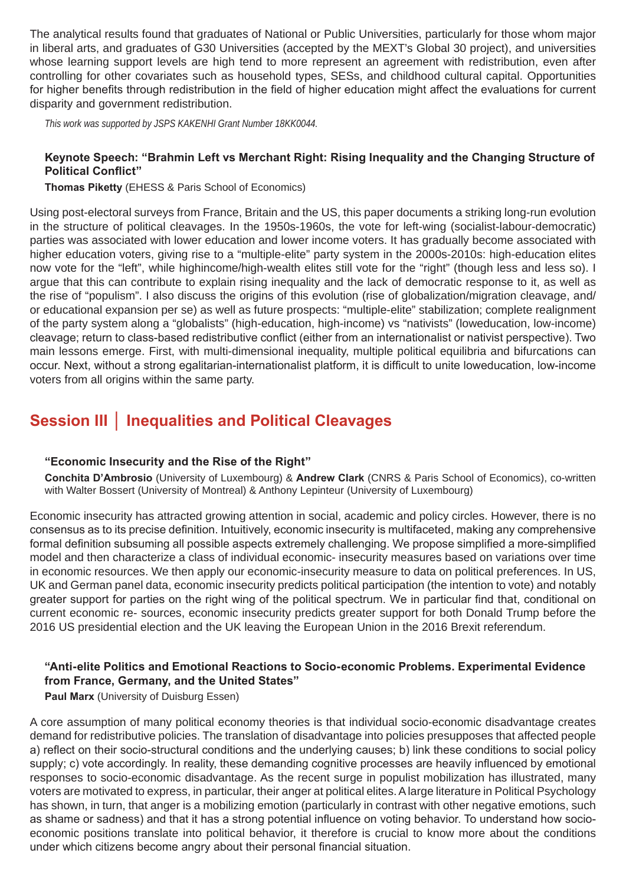The analytical results found that graduates of National or Public Universities, particularly for those whom major in liberal arts, and graduates of G30 Universities (accepted by the MEXT's Global 30 project), and universities whose learning support levels are high tend to more represent an agreement with redistribution, even after controlling for other covariates such as household types, SESs, and childhood cultural capital. Opportunities for higher benefits through redistribution in the field of higher education might affect the evaluations for current disparity and government redistribution.

*This work was supported by JSPS KAKENHI Grant Number 18KK0044.*

### Keynote Speech: "Brahmin Left vs Merchant Right: Rising Inequality and the Changing Structure of Political Conflict"

**Thomas Piketty** (EHESS & Paris School of Economics)

Using post-electoral surveys from France, Britain and the US, this paper documents a striking long-run evolution in the structure of political cleavages. In the 1950s-1960s, the vote for left-wing (socialist-labour-democratic) parties was associated with lower education and lower income voters. It has gradually become associated with higher education voters, giving rise to a "multiple-elite" party system in the 2000s-2010s: high-education elites now vote for the "left", while highincome/high-wealth elites still vote for the "right" (though less and less so). I argue that this can contribute to explain rising inequality and the lack of democratic response to it, as well as the rise of "populism". I also discuss the origins of this evolution (rise of globalization/migration cleavage, and/or educational expansion per se) as well as future prospects: "multiple-elite" stabilization; complete realignment of the party system along a "globalists" (high-education, high-income) vs "nativists" (loweducation, low-income) cleavage; return to class-based redistributive conflict (either from an internationalist or nativist perspective). Two main lessons emerge. First, with multi-dimensional inequality, multiple political equilibria and bifurcations can occur. Next, without a strong egalitarian-internationalist platform, it is difficult to unite loweducation, low-income voters from all origins within the same party.

## Session III │ Inequalities and Political Cleavages

### "Economic Insecurity and the Rise of the Right"

**Conchita D'Ambrosio** (University of Luxembourg) & **Andrew Clark** (CNRS & Paris School of Economics), co-written with Walter Bossert (University of Montreal) & Anthony Lepinteur (University of Luxembourg)

Economic insecurity has attracted growing attention in social, academic and policy circles. However, there is no consensus as to its precise definition. Intuitively, economic insecurity is multifaceted, making any comprehensive formal definition subsuming all possible aspects extremely challenging. We propose simplified a more-simplified model and then characterize a class of individual economic- insecurity measures based on variations over time in economic resources. We then apply our economic-insecurity measure to data on political preferences. In US, UK and German panel data, economic insecurity predicts political participation (the intention to vote) and notably greater support for parties on the right wing of the political spectrum. We in particular find that, conditional on current economic re- sources, economic insecurity predicts greater support for both Donald Trump before the 2016 US presidential election and the UK leaving the European Union in the 2016 Brexit referendum.

### "Anti-elite Politics and Emotional Reactions to Socio-economic Problems. Experimental Evidence from France, Germany, and the United States"

**Paul Marx** (University of Duisburg Essen)

A core assumption of many political economy theories is that individual socio-economic disadvantage creates demand for redistributive policies. The translation of disadvantage into policies presupposes that affected people a) reflect on their socio-structural conditions and the underlying causes; b) link these conditions to social policy supply; c) vote accordingly. In reality, these demanding cognitive processes are heavily influenced by emotional responses to socio-economic disadvantage. As the recent surge in populist mobilization has illustrated, many voters are motivated to express, in particular, their anger at political elites. A large literature in Political Psychology has shown, in turn, that anger is a mobilizing emotion (particularly in contrast with other negative emotions, such as shame or sadness) and that it has a strong potential influence on voting behavior. To understand how socio-economic positions translate into political behavior, it therefore is crucial to know more about the conditions under which citizens become angry about their personal financial situation.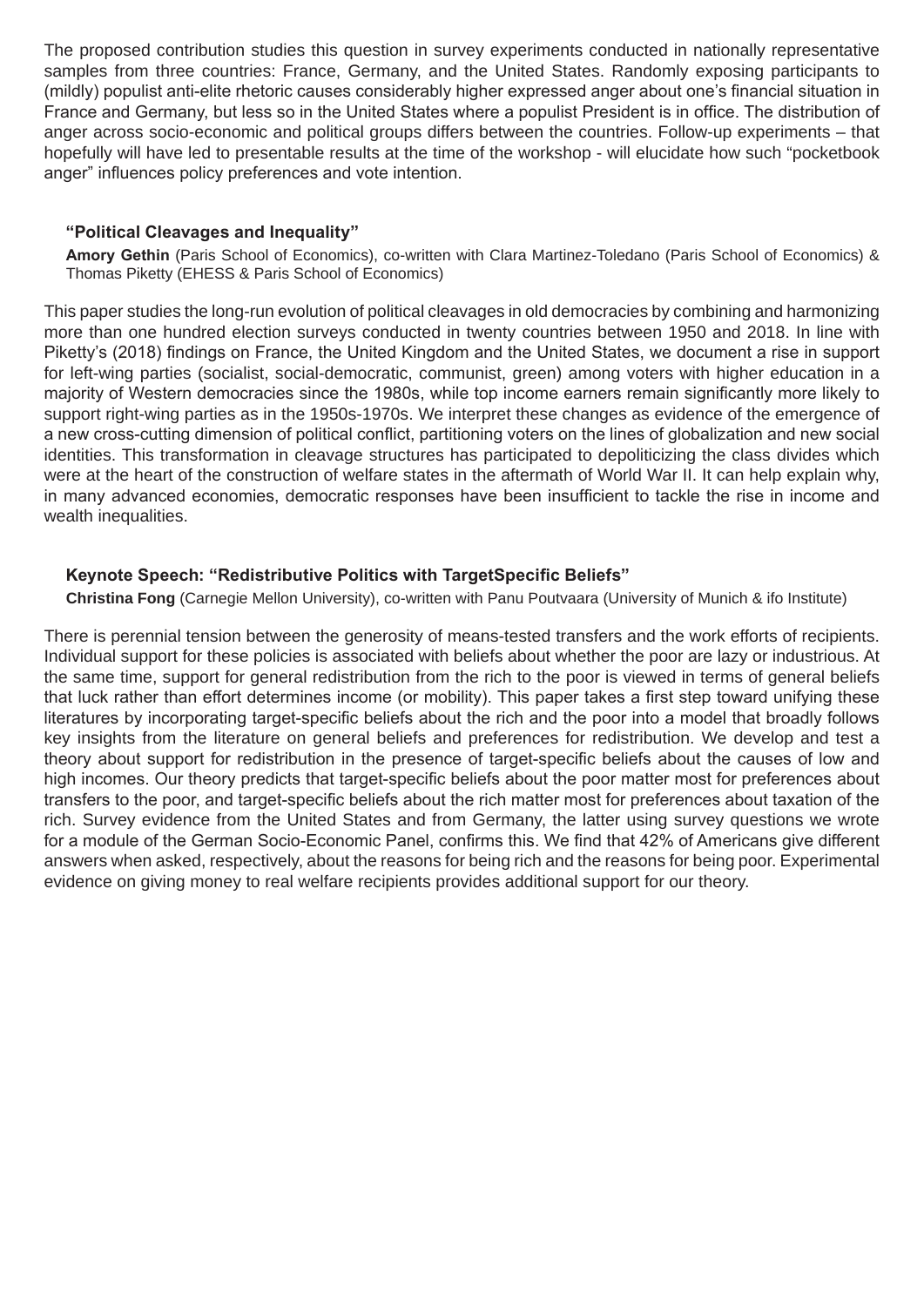The proposed contribution studies this question in survey experiments conducted in nationally representative samples from three countries: France, Germany, and the United States. Randomly exposing participants to (mildly) populist anti-elite rhetoric causes considerably higher expressed anger about one's financial situation in France and Germany, but less so in the United States where a populist President is in office. The distribution of anger across socio-economic and political groups differs between the countries. Follow-up experiments – that hopefully will have led to presentable results at the time of the workshop - will elucidate how such "pocketbook anger" influences policy preferences and vote intention.

### "Political Cleavages and Inequality"

**Amory Gethin** (Paris School of Economics), co-written with Clara Martinez-Toledano (Paris School of Economics) & Thomas Piketty (EHESS & Paris School of Economics)

This paper studies the long-run evolution of political cleavages in old democracies by combining and harmonizing more than one hundred election surveys conducted in twenty countries between 1950 and 2018. In line with Piketty's (2018) findings on France, the United Kingdom and the United States, we document a rise in support for left-wing parties (socialist, social-democratic, communist, green) among voters with higher education in a majority of Western democracies since the 1980s, while top income earners remain significantly more likely to support right-wing parties as in the 1950s-1970s. We interpret these changes as evidence of the emergence of a new cross-cutting dimension of political conflict, partitioning voters on the lines of globalization and new social identities. This transformation in cleavage structures has participated to depoliticizing the class divides which were at the heart of the construction of welfare states in the aftermath of World War II. It can help explain why, in many advanced economies, democratic responses have been insufficient to tackle the rise in income and wealth inequalities.

### Keynote Speech: "Redistributive Politics with TargetSpecific Beliefs"

**Christina Fong** (Carnegie Mellon University), co-written with Panu Poutvaara (University of Munich & ifo Institute)

There is perennial tension between the generosity of means-tested transfers and the work efforts of recipients. Individual support for these policies is associated with beliefs about whether the poor are lazy or industrious. At the same time, support for general redistribution from the rich to the poor is viewed in terms of general beliefs that luck rather than effort determines income (or mobility). This paper takes a first step toward unifying these literatures by incorporating target-specific beliefs about the rich and the poor into a model that broadly follows key insights from the literature on general beliefs and preferences for redistribution. We develop and test a theory about support for redistribution in the presence of target-specific beliefs about the causes of low and high incomes. Our theory predicts that target-specific beliefs about the poor matter most for preferences about transfers to the poor, and target-specific beliefs about the rich matter most for preferences about taxation of the rich. Survey evidence from the United States and from Germany, the latter using survey questions we wrote for a module of the German Socio-Economic Panel, confirms this. We find that 42% of Americans give different answers when asked, respectively, about the reasons for being rich and the reasons for being poor. Experimental evidence on giving money to real welfare recipients provides additional support for our theory.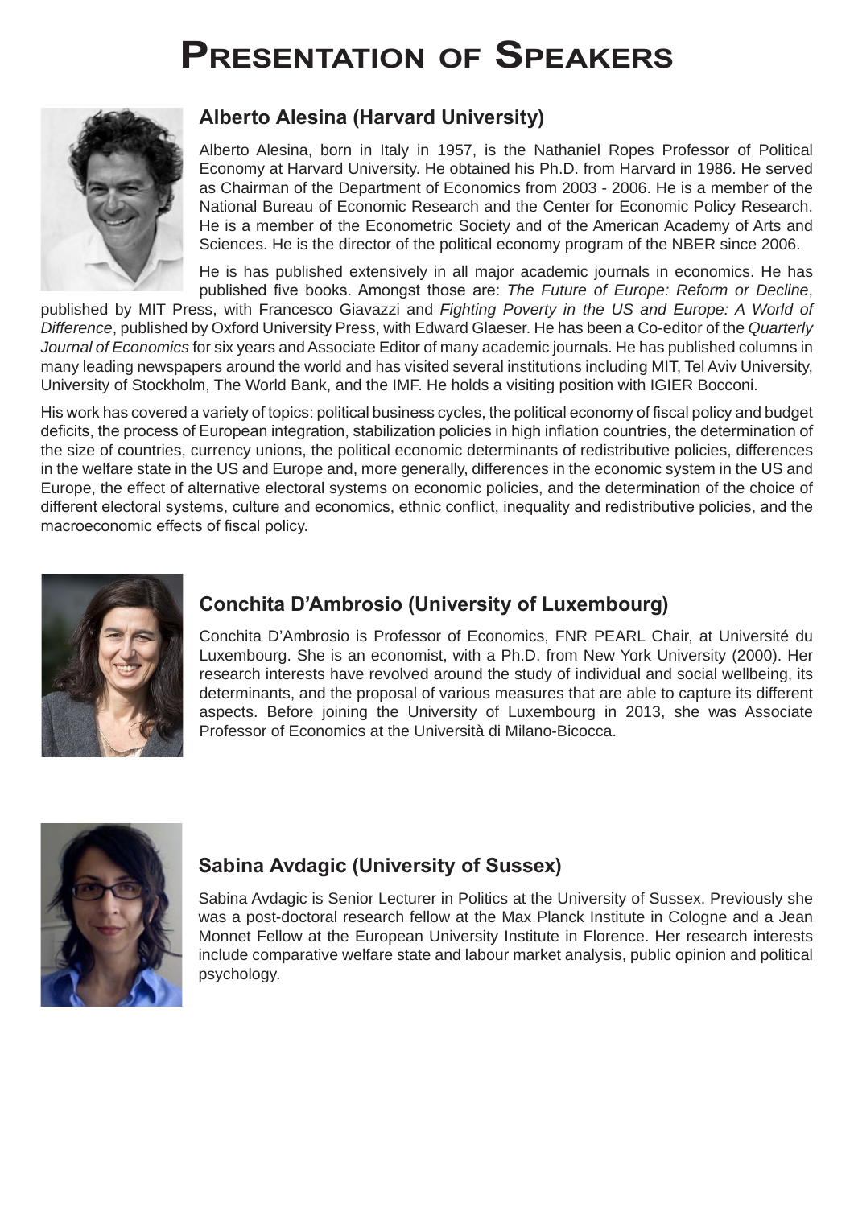# Presentation of Speakers

## Alberto Alesina (Harvard University)

Alberto Alesina, born in Italy in 1957, is the Nathaniel Ropes Professor of Political Economy at Harvard University. He obtained his Ph.D. from Harvard in 1986. He served as Chairman of the Department of Economics from 2003 - 2006. He is a member of the National Bureau of Economic Research and the Center for Economic Policy Research. He is a member of the Econometric Society and of the American Academy of Arts and Sciences. He is the director of the political economy program of the NBER since 2006.

He is has published extensively in all major academic journals in economics. He has published five books. Amongst those are: *The Future of Europe: Reform or Decline*, published by MIT Press, with Francesco Giavazzi and *Fighting Poverty in the US and Europe: A World of Difference*, published by Oxford University Press, with Edward Glaeser. He has been a Co-editor of the *Quarterly Journal of Economics* for six years and Associate Editor of many academic journals. He has published columns in many leading newspapers around the world and has visited several institutions including MIT, Tel Aviv University, University of Stockholm, The World Bank, and the IMF. He holds a visiting position with IGIER Bocconi.

His work has covered a variety of topics: political business cycles, the political economy of fiscal policy and budget deficits, the process of European integration, stabilization policies in high inflation countries, the determination of the size of countries, currency unions, the political economic determinants of redistributive policies, differences in the welfare state in the US and Europe and, more generally, differences in the economic system in the US and Europe, the effect of alternative electoral systems on economic policies, and the determination of the choice of different electoral systems, culture and economics, ethnic conflict, inequality and redistributive policies, and the macroeconomic effects of fiscal policy.

## Conchita D'Ambrosio (University of Luxembourg)

Conchita D'Ambrosio is Professor of Economics, FNR PEARL Chair, at Université du Luxembourg. She is an economist, with a Ph.D. from New York University (2000). Her research interests have revolved around the study of individual and social wellbeing, its determinants, and the proposal of various measures that are able to capture its different aspects. Before joining the University of Luxembourg in 2013, she was Associate Professor of Economics at the Università di Milano-Bicocca.

## Sabina Avdagic (University of Sussex)

Sabina Avdagic is Senior Lecturer in Politics at the University of Sussex. Previously she was a post-doctoral research fellow at the Max Planck Institute in Cologne and a Jean Monnet Fellow at the European University Institute in Florence. Her research interests include comparative welfare state and labour market analysis, public opinion and political psychology.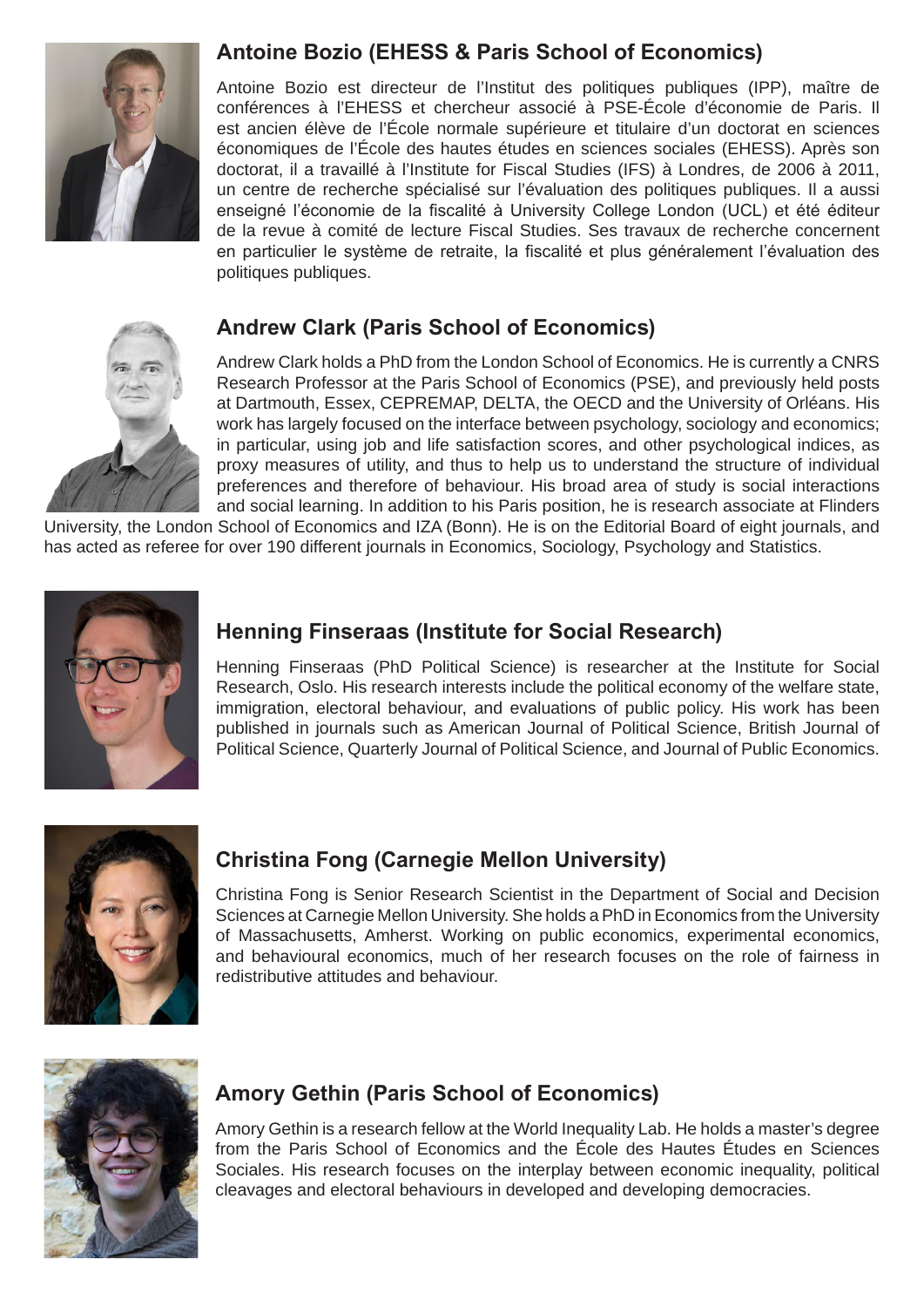## Antoine Bozio (EHESS & Paris School of Economics)

Antoine Bozio est directeur de l'Institut des politiques publiques (IPP), maître de conférences à l'EHESS et chercheur associé à PSE-École d'économie de Paris. Il est ancien élève de l'École normale supérieure et titulaire d'un doctorat en sciences économiques de l'École des hautes études en sciences sociales (EHESS). Après son doctorat, il a travaillé à l'Institute for Fiscal Studies (IFS) à Londres, de 2006 à 2011, un centre de recherche spécialisé sur l'évaluation des politiques publiques. Il a aussi enseigné l'économie de la fiscalité à University College London (UCL) et été éditeur de la revue à comité de lecture Fiscal Studies. Ses travaux de recherche concernent en particulier le système de retraite, la fiscalité et plus généralement l'évaluation des politiques publiques.

## Andrew Clark (Paris School of Economics)

Andrew Clark holds a PhD from the London School of Economics. He is currently a CNRS Research Professor at the Paris School of Economics (PSE), and previously held posts at Dartmouth, Essex, CEPREMAP, DELTA, the OECD and the University of Orléans. His work has largely focused on the interface between psychology, sociology and economics; in particular, using job and life satisfaction scores, and other psychological indices, as proxy measures of utility, and thus to help us to understand the structure of individual preferences and therefore of behaviour. His broad area of study is social interactions and social learning. In addition to his Paris position, he is research associate at Flinders University, the London School of Economics and IZA (Bonn). He is on the Editorial Board of eight journals, and has acted as referee for over 190 different journals in Economics, Sociology, Psychology and Statistics.

## Henning Finseraas (Institute for Social Research)

Henning Finseraas (PhD Political Science) is researcher at the Institute for Social Research, Oslo. His research interests include the political economy of the welfare state, immigration, electoral behaviour, and evaluations of public policy. His work has been published in journals such as American Journal of Political Science, British Journal of Political Science, Quarterly Journal of Political Science, and Journal of Public Economics.

## Christina Fong (Carnegie Mellon University)

Christina Fong is Senior Research Scientist in the Department of Social and Decision Sciences at Carnegie Mellon University. She holds a PhD in Economics from the University of Massachusetts, Amherst. Working on public economics, experimental economics, and behavioural economics, much of her research focuses on the role of fairness in redistributive attitudes and behaviour.

## Amory Gethin (Paris School of Economics)

Amory Gethin is a research fellow at the World Inequality Lab. He holds a master's degree from the Paris School of Economics and the École des Hautes Études en Sciences Sociales. His research focuses on the interplay between economic inequality, political cleavages and electoral behaviours in developed and developing democracies.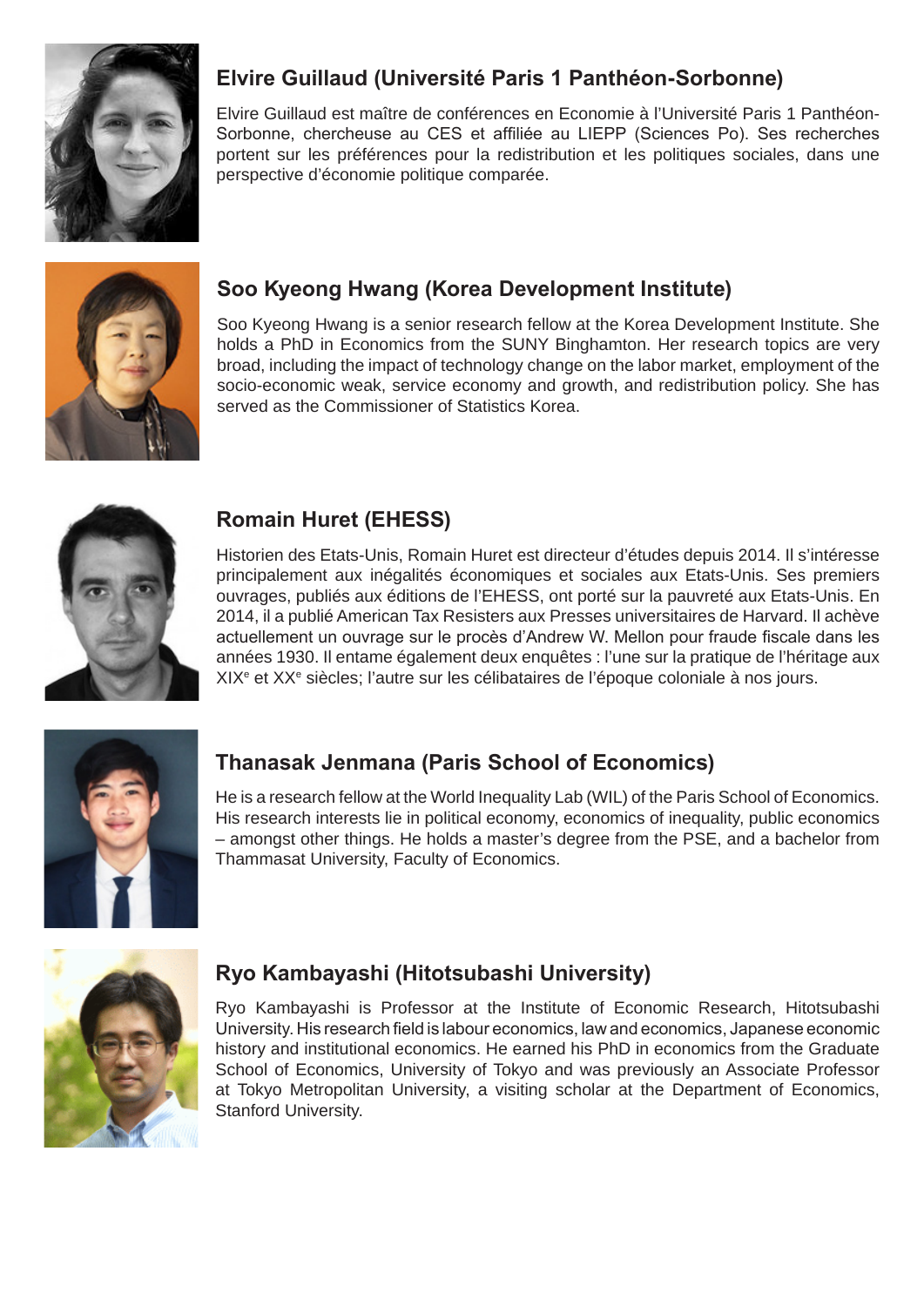## Elvire Guillaud (Université Paris 1 Panthéon-Sorbonne)

Elvire Guillaud est maître de conférences en Economie à l'Université Paris 1 Panthéon-Sorbonne, chercheuse au CES et affiliée au LIEPP (Sciences Po). Ses recherches portent sur les préférences pour la redistribution et les politiques sociales, dans une perspective d'économie politique comparée.

## Soo Kyeong Hwang (Korea Development Institute)

Soo Kyeong Hwang is a senior research fellow at the Korea Development Institute. She holds a PhD in Economics from the SUNY Binghamton. Her research topics are very broad, including the impact of technology change on the labor market, employment of the socio-economic weak, service economy and growth, and redistribution policy. She has served as the Commissioner of Statistics Korea.

## Romain Huret (EHESS)

Historien des Etats-Unis, Romain Huret est directeur d'études depuis 2014. Il s'intéresse principalement aux inégalités économiques et sociales aux Etats-Unis. Ses premiers ouvrages, publiés aux éditions de l'EHESS, ont porté sur la pauvreté aux Etats-Unis. En 2014, il a publié American Tax Resisters aux Presses universitaires de Harvard. Il achève actuellement un ouvrage sur le procès d'Andrew W. Mellon pour fraude fiscale dans les années 1930. Il entame également deux enquêtes : l'une sur la pratique de l'héritage aux XIXe et XXe siècles; l'autre sur les célibataires de l'époque coloniale à nos jours.

## Thanasak Jenmana (Paris School of Economics)

He is a research fellow at the World Inequality Lab (WIL) of the Paris School of Economics. His research interests lie in political economy, economics of inequality, public economics – amongst other things. He holds a master's degree from the PSE, and a bachelor from Thammasat University, Faculty of Economics.

## Ryo Kambayashi (Hitotsubashi University)

Ryo Kambayashi is Professor at the Institute of Economic Research, Hitotsubashi University. His research field is labour economics, law and economics, Japanese economic history and institutional economics. He earned his PhD in economics from the Graduate School of Economics, University of Tokyo and was previously an Associate Professor at Tokyo Metropolitan University, a visiting scholar at the Department of Economics, Stanford University.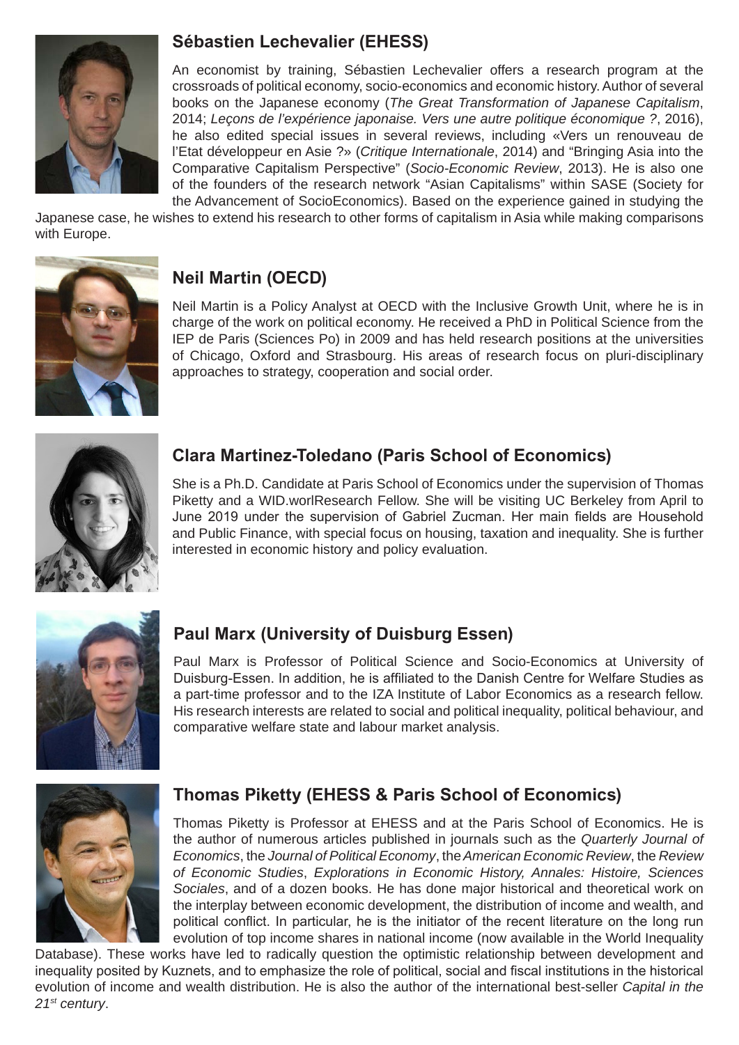## Sébastien Lechevalier (EHESS)

An economist by training, Sébastien Lechevalier offers a research program at the crossroads of political economy, socio-economics and economic history. Author of several books on the Japanese economy (*The Great Transformation of Japanese Capitalism*, 2014; *Leçons de l'expérience japonaise. Vers une autre politique économique ?*, 2016), he also edited special issues in several reviews, including «Vers un renouveau de l'Etat développeur en Asie ?» (*Critique Internationale*, 2014) and "Bringing Asia into the Comparative Capitalism Perspective" (*Socio-Economic Review*, 2013). He is also one of the founders of the research network "Asian Capitalisms" within SASE (Society for the Advancement of SocioEconomics). Based on the experience gained in studying the Japanese case, he wishes to extend his research to other forms of capitalism in Asia while making comparisons with Europe.

## Neil Martin (OECD)

Neil Martin is a Policy Analyst at OECD with the Inclusive Growth Unit, where he is in charge of the work on political economy. He received a PhD in Political Science from the IEP de Paris (Sciences Po) in 2009 and has held research positions at the universities of Chicago, Oxford and Strasbourg. His areas of research focus on pluri-disciplinary approaches to strategy, cooperation and social order.

## Clara Martinez-Toledano (Paris School of Economics)

She is a Ph.D. Candidate at Paris School of Economics under the supervision of Thomas Piketty and a WID.worlResearch Fellow. She will be visiting UC Berkeley from April to June 2019 under the supervision of Gabriel Zucman. Her main fields are Household and Public Finance, with special focus on housing, taxation and inequality. She is further interested in economic history and policy evaluation.

## Paul Marx (University of Duisburg Essen)

Paul Marx is Professor of Political Science and Socio-Economics at University of Duisburg-Essen. In addition, he is affiliated to the Danish Centre for Welfare Studies as a part-time professor and to the IZA Institute of Labor Economics as a research fellow. His research interests are related to social and political inequality, political behaviour, and comparative welfare state and labour market analysis.

## Thomas Piketty (EHESS & Paris School of Economics)

Thomas Piketty is Professor at EHESS and at the Paris School of Economics. He is the author of numerous articles published in journals such as the *Quarterly Journal of Economics*, the *Journal of Political Economy*, the *American Economic Review*, the *Review of Economic Studies*, *Explorations in Economic History, Annales: Histoire, Sciences Sociales*, and of a dozen books. He has done major historical and theoretical work on the interplay between economic development, the distribution of income and wealth, and political conflict. In particular, he is the initiator of the recent literature on the long run evolution of top income shares in national income (now available in the World Inequality Database). These works have led to radically question the optimistic relationship between development and inequality posited by Kuznets, and to emphasize the role of political, social and fiscal institutions in the historical evolution of income and wealth distribution. He is also the author of the international best-seller *Capital in the 21st century*.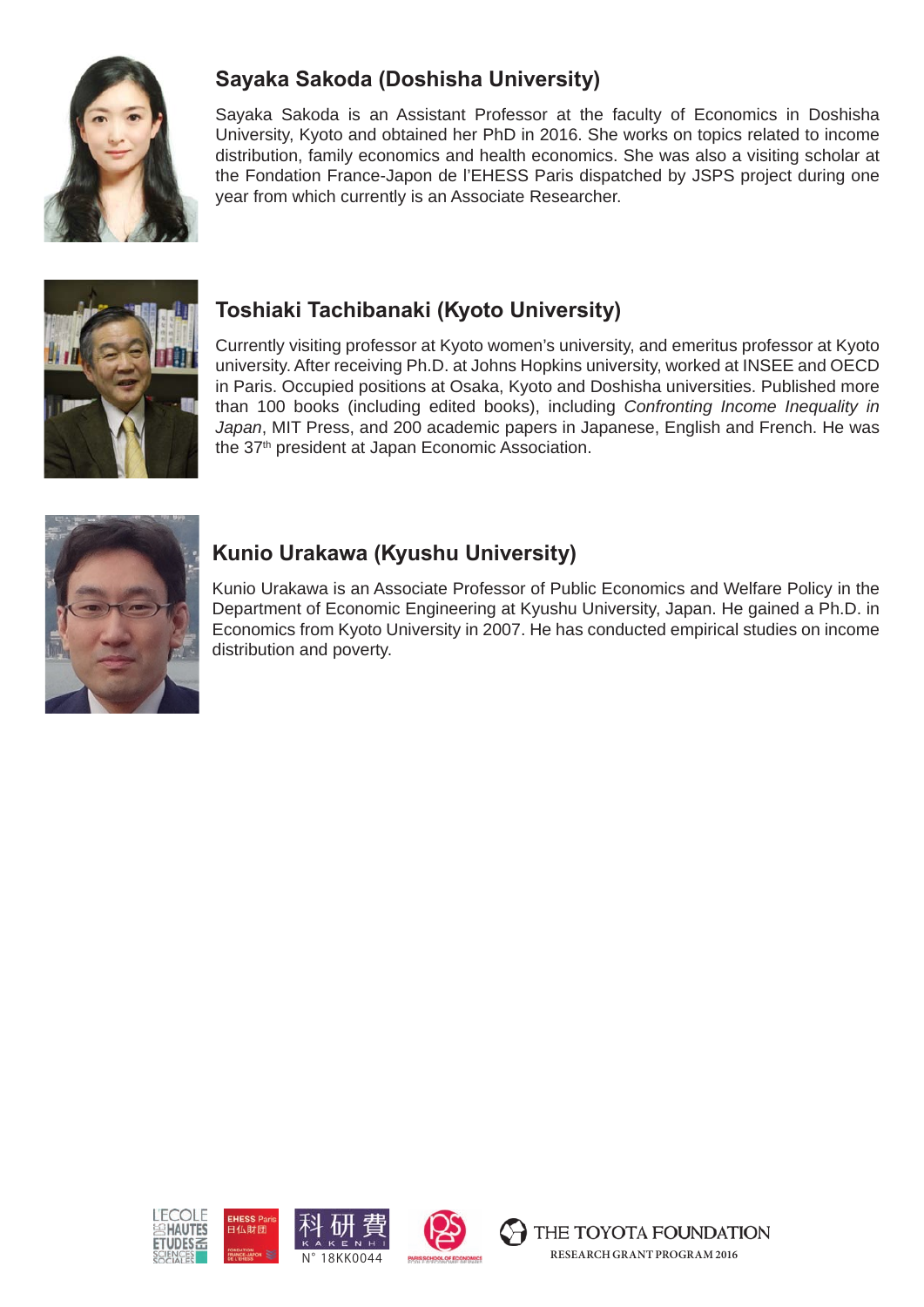## Sayaka Sakoda (Doshisha University)

Sayaka Sakoda is an Assistant Professor at the faculty of Economics in Doshisha University, Kyoto and obtained her PhD in 2016. She works on topics related to income distribution, family economics and health economics. She was also a visiting scholar at the Fondation France-Japon de l'EHESS Paris dispatched by JSPS project during one year from which currently is an Associate Researcher.

## Toshiaki Tachibanaki (Kyoto University)

Currently visiting professor at Kyoto women's university, and emeritus professor at Kyoto university. After receiving Ph.D. at Johns Hopkins university, worked at INSEE and OECD in Paris. Occupied positions at Osaka, Kyoto and Doshisha universities. Published more than 100 books (including edited books), including *Confronting Income Inequality in Japan*, MIT Press, and 200 academic papers in Japanese, English and French. He was the 37th president at Japan Economic Association.

## Kunio Urakawa (Kyushu University)

Kunio Urakawa is an Associate Professor of Public Economics and Welfare Policy in the Department of Economic Engineering at Kyushu University, Japan. He gained a Ph.D. in Economics from Kyoto University in 2007. He has conducted empirical studies on income distribution and poverty.

L'ECOLE DES HAUTES ETUDES EN SCIENCES SOCIALES

EHESS Paris 日仏財団 FONDATION FRANCE-JAPON DE L'EHESS

科研費 KAKENHI N° 18KK0044

PARIS SCHOOL OF ECONOMICS

THE TOYOTA FOUNDATION RESEARCH GRANT PROGRAM 2016